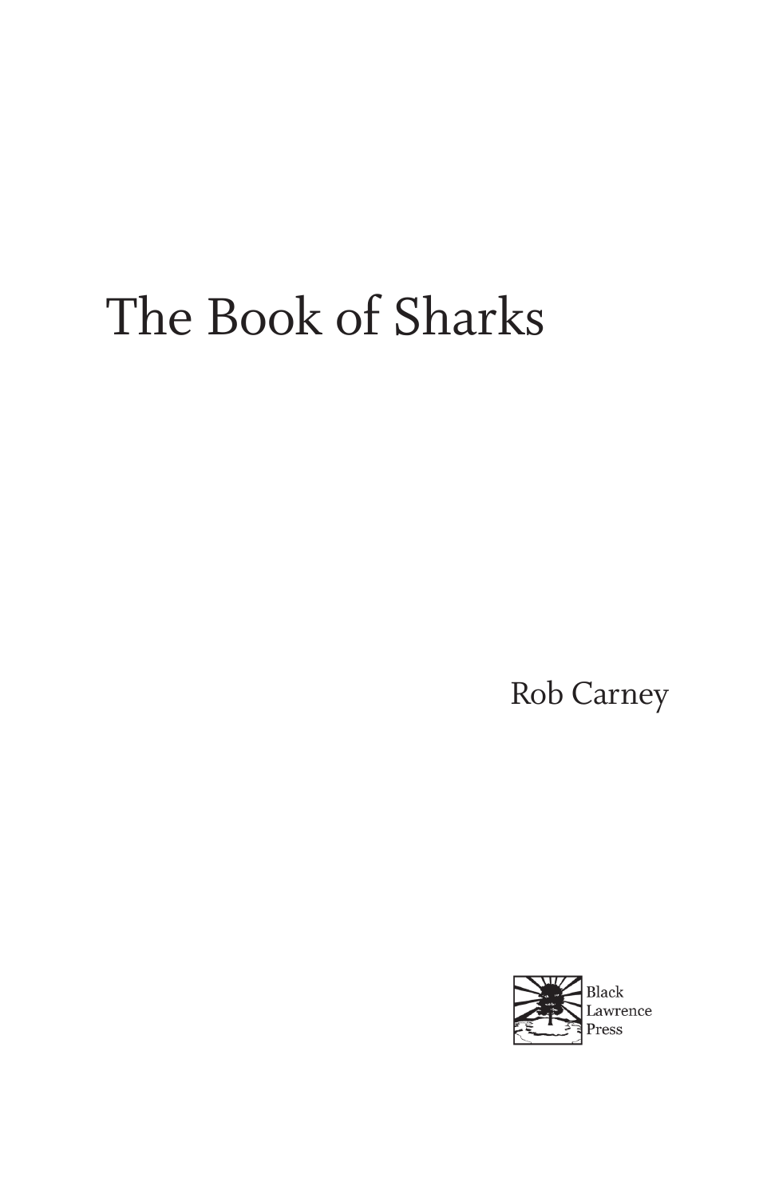# The Book of Sharks

Rob Carney

Black Lawrence Press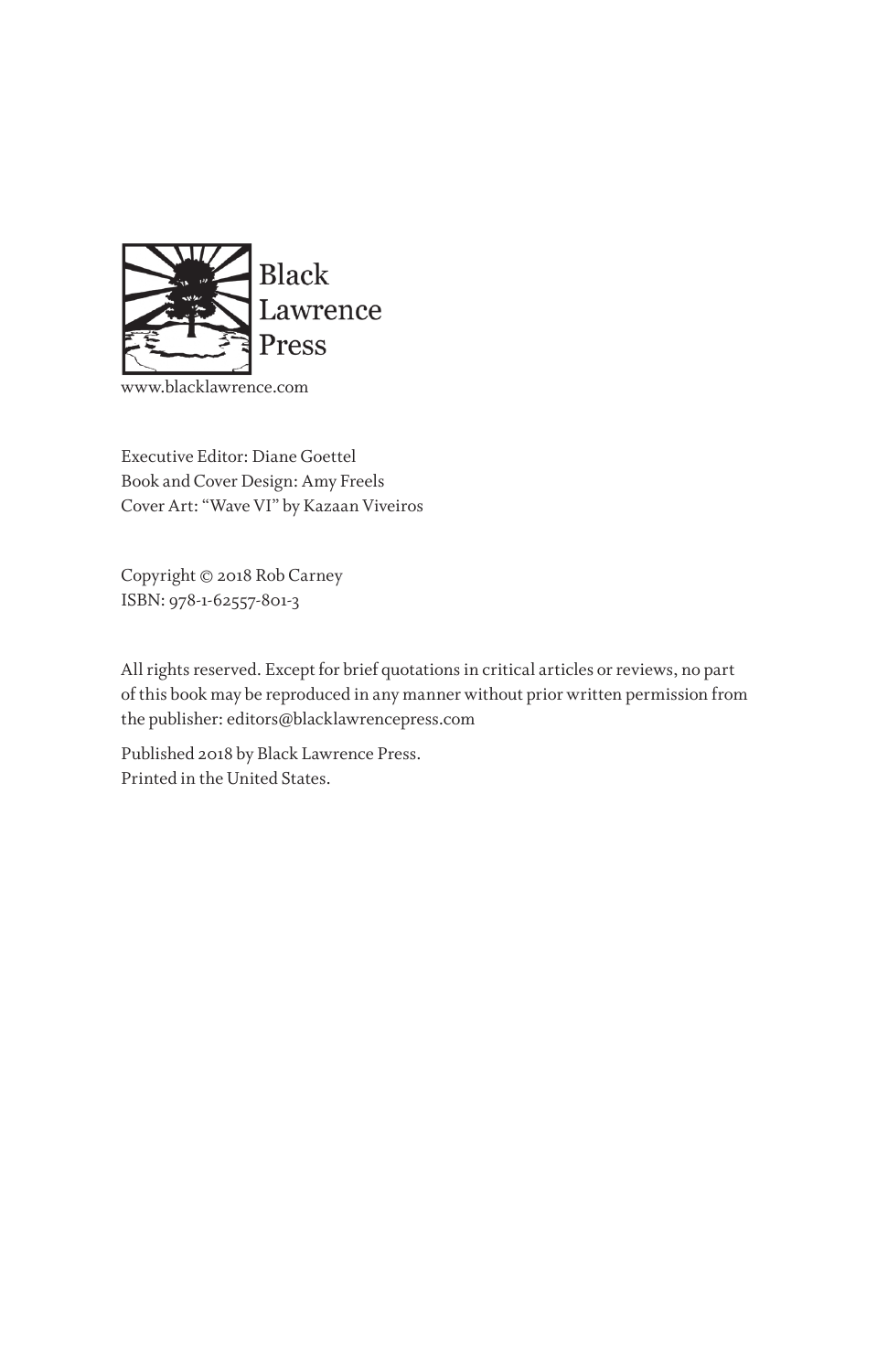Black Lawrence Press

www.blacklawrence.com

Executive Editor: Diane Goettel
Book and Cover Design: Amy Freels
Cover Art: "Wave VI" by Kazaan Viveiros

Copyright © 2018 Rob Carney
ISBN: 978-1-62557-801-3

All rights reserved. Except for brief quotations in critical articles or reviews, no part of this book may be reproduced in any manner without prior written permission from the publisher: editors@blacklawrencepress.com

Published 2018 by Black Lawrence Press.
Printed in the United States.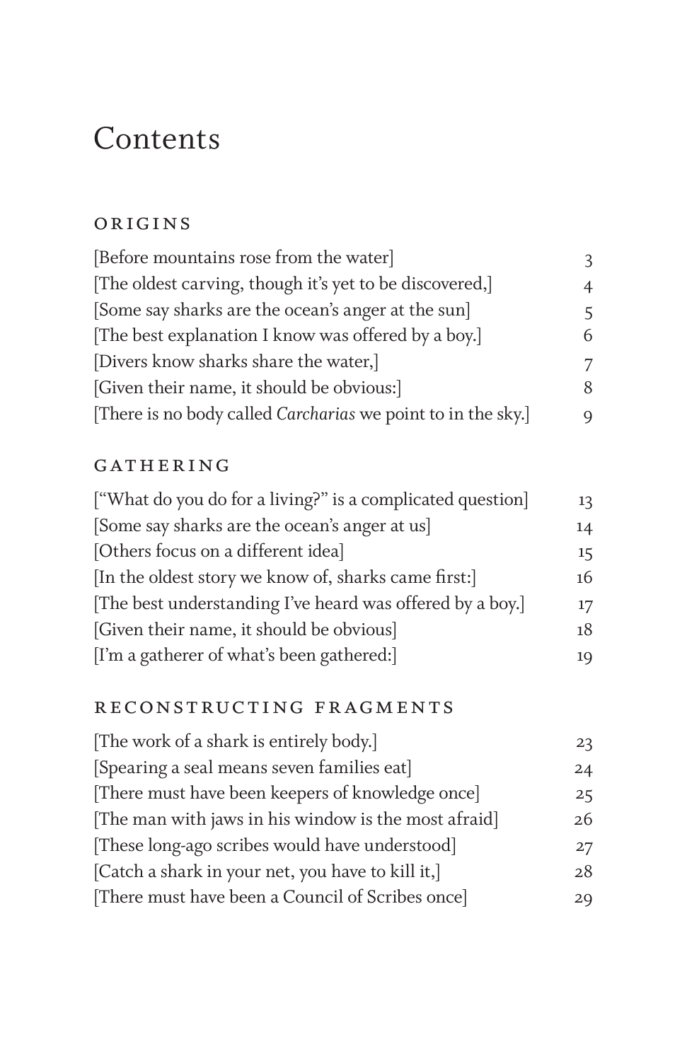# Contents

## ORIGINS

| | |
|---|---|
| [Before mountains rose from the water] | 3 |
| [The oldest carving, though it's yet to be discovered,] | 4 |
| [Some say sharks are the ocean's anger at the sun] | 5 |
| [The best explanation I know was offered by a boy.] | 6 |
| [Divers know sharks share the water,] | 7 |
| [Given their name, it should be obvious:] | 8 |
| [There is no body called *Carcharias* we point to in the sky.] | 9 |

## GATHERING

| | |
|---|---|
| ["What do you do for a living?" is a complicated question] | 13 |
| [Some say sharks are the ocean's anger at us] | 14 |
| [Others focus on a different idea] | 15 |
| [In the oldest story we know of, sharks came first:] | 16 |
| [The best understanding I've heard was offered by a boy.] | 17 |
| [Given their name, it should be obvious] | 18 |
| [I'm a gatherer of what's been gathered:] | 19 |

## RECONSTRUCTING FRAGMENTS

| | |
|---|---|
| [The work of a shark is entirely body.] | 23 |
| [Spearing a seal means seven families eat] | 24 |
| [There must have been keepers of knowledge once] | 25 |
| [The man with jaws in his window is the most afraid] | 26 |
| [These long-ago scribes would have understood] | 27 |
| [Catch a shark in your net, you have to kill it,] | 28 |
| [There must have been a Council of Scribes once] | 29 |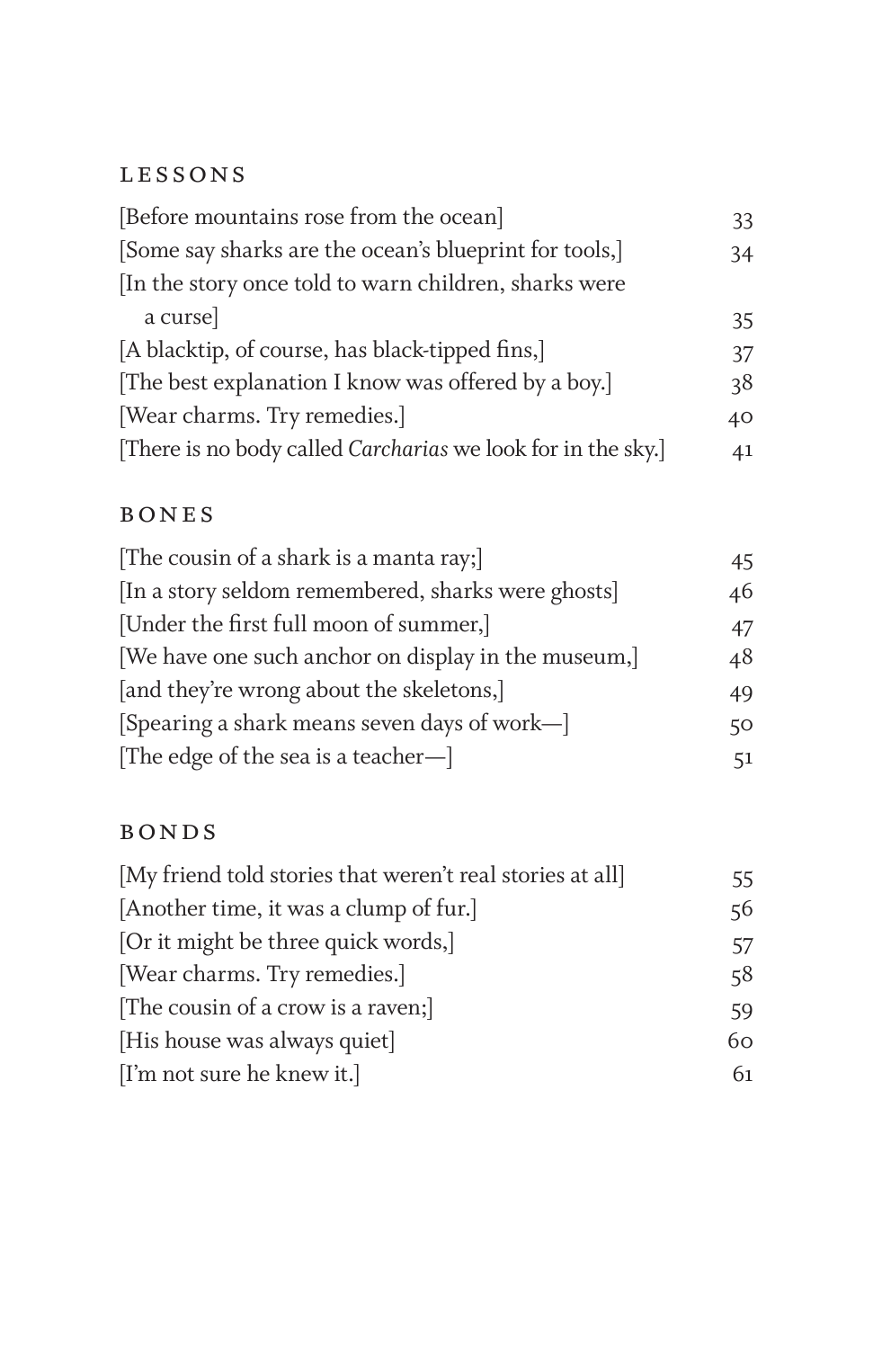## LESSONS

| | |
|---|---|
| [Before mountains rose from the ocean] | 33 |
| [Some say sharks are the ocean's blueprint for tools,] | 34 |
| [In the story once told to warn children, sharks were a curse] | 35 |
| [A blacktip, of course, has black-tipped fins,] | 37 |
| [The best explanation I know was offered by a boy.] | 38 |
| [Wear charms. Try remedies.] | 40 |
| [There is no body called *Carcharias* we look for in the sky.] | 41 |

## BONES

| | |
|---|---|
| [The cousin of a shark is a manta ray;] | 45 |
| [In a story seldom remembered, sharks were ghosts] | 46 |
| [Under the first full moon of summer,] | 47 |
| [We have one such anchor on display in the museum,] | 48 |
| [and they're wrong about the skeletons,] | 49 |
| [Spearing a shark means seven days of work—] | 50 |
| [The edge of the sea is a teacher—] | 51 |

## BONDS

| | |
|---|---|
| [My friend told stories that weren't real stories at all] | 55 |
| [Another time, it was a clump of fur.] | 56 |
| [Or it might be three quick words,] | 57 |
| [Wear charms. Try remedies.] | 58 |
| [The cousin of a crow is a raven;] | 59 |
| [His house was always quiet] | 60 |
| [I'm not sure he knew it.] | 61 |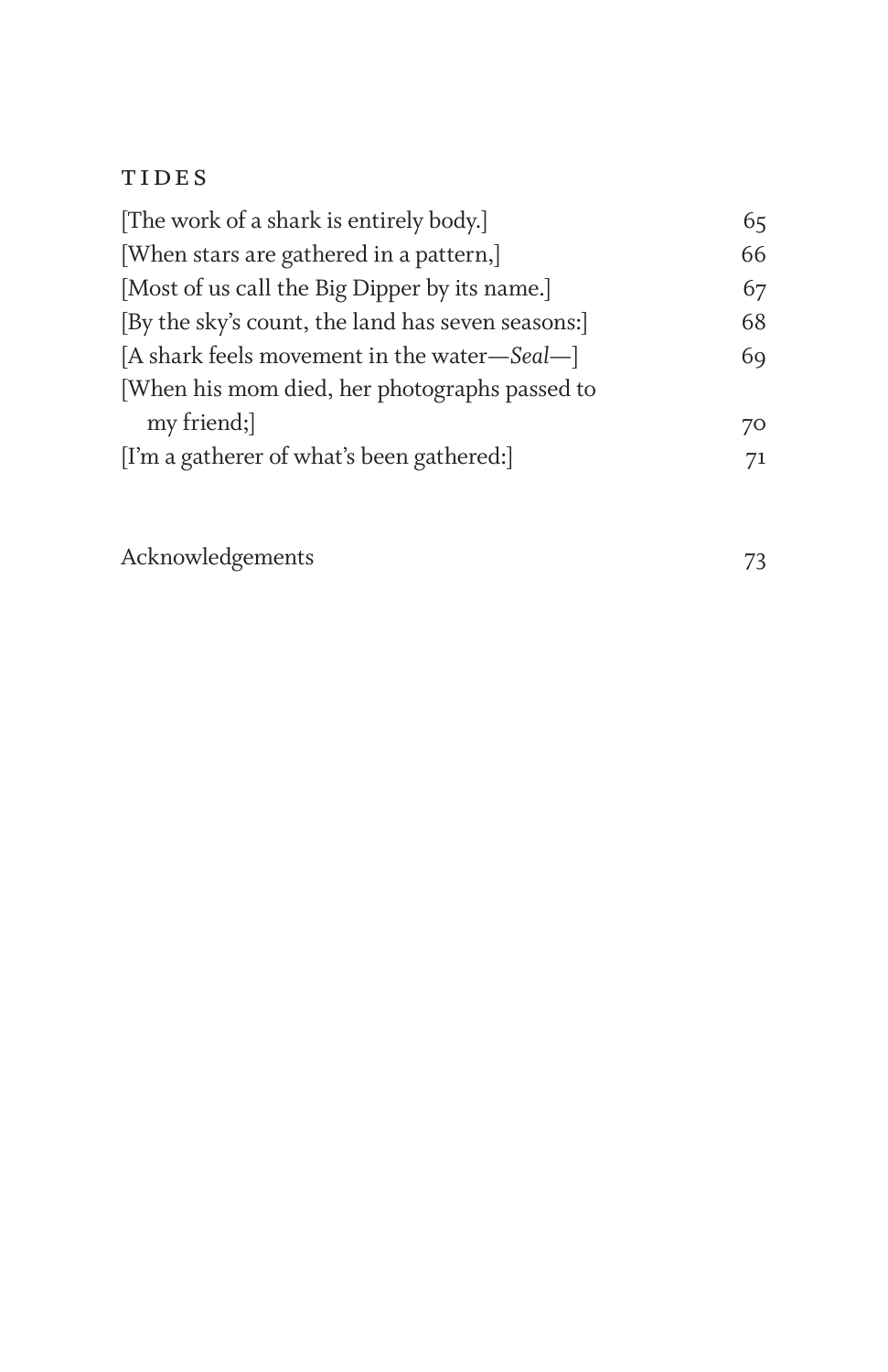## TIDES

[The work of a shark is entirely body.] 65
[When stars are gathered in a pattern,] 66
[Most of us call the Big Dipper by its name.] 67
[By the sky's count, the land has seven seasons:] 68
[A shark feels movement in the water—*Seal*—] 69
[When his mom died, her photographs passed to my friend;] 70
[I'm a gatherer of what's been gathered:] 71

Acknowledgements 73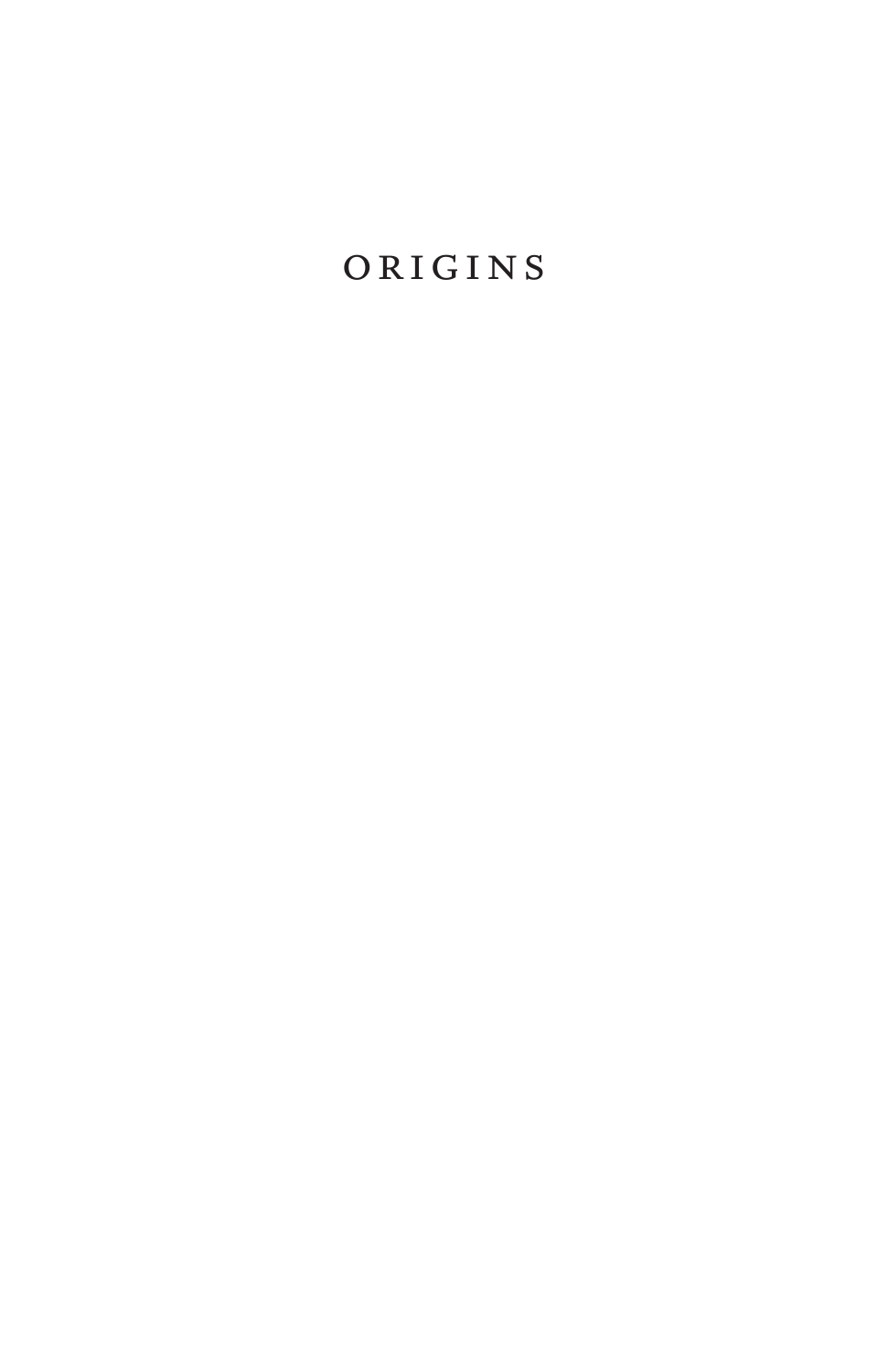# ORIGINS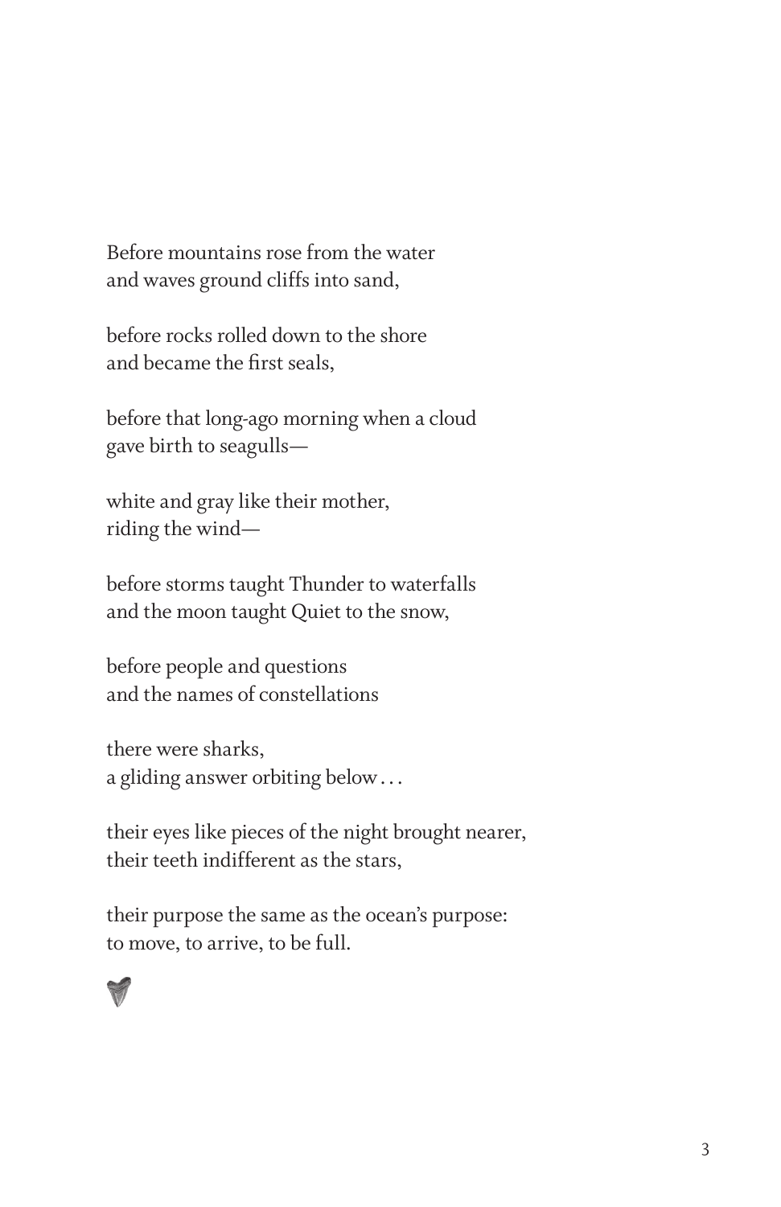Before mountains rose from the water
and waves ground cliffs into sand,

before rocks rolled down to the shore
and became the first seals,

before that long-ago morning when a cloud
gave birth to seagulls—

white and gray like their mother,
riding the wind—

before storms taught Thunder to waterfalls
and the moon taught Quiet to the snow,

before people and questions
and the names of constellations

there were sharks,
a gliding answer orbiting below . . .

their eyes like pieces of the night brought nearer,
their teeth indifferent as the stars,

their purpose the same as the ocean's purpose:
to move, to arrive, to be full.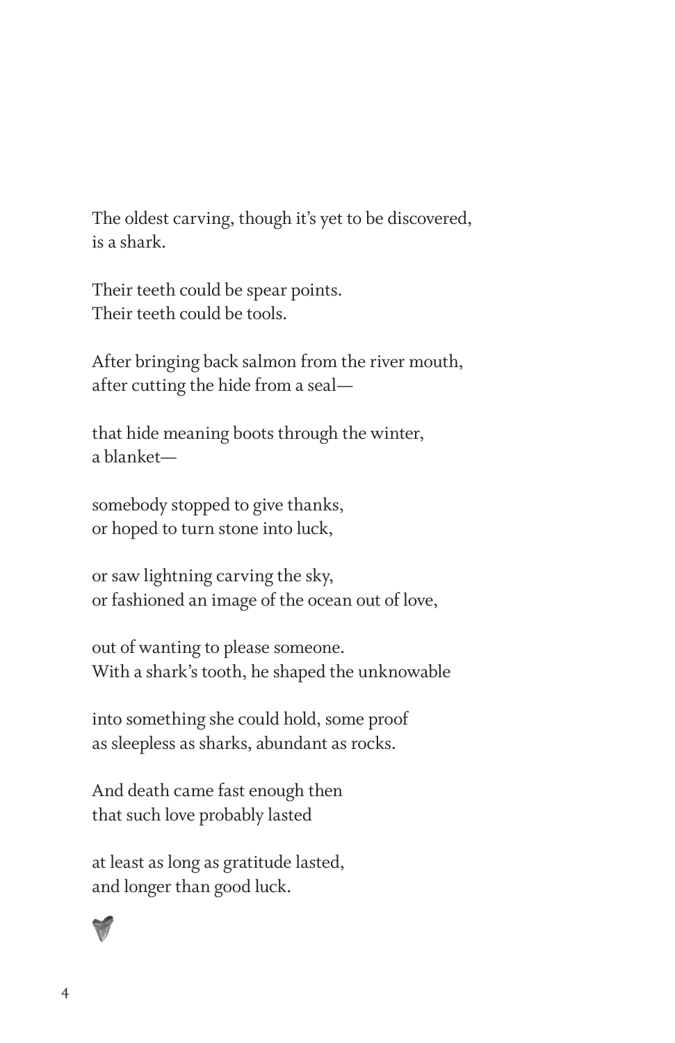The oldest carving, though it's yet to be discovered,  
is a shark.

Their teeth could be spear points.  
Their teeth could be tools.

After bringing back salmon from the river mouth,  
after cutting the hide from a seal—

that hide meaning boots through the winter,  
a blanket—

somebody stopped to give thanks,  
or hoped to turn stone into luck,

or saw lightning carving the sky,  
or fashioned an image of the ocean out of love,

out of wanting to please someone.  
With a shark's tooth, he shaped the unknowable

into something she could hold, some proof  
as sleepless as sharks, abundant as rocks.

And death came fast enough then  
that such love probably lasted

at least as long as gratitude lasted,  
and longer than good luck.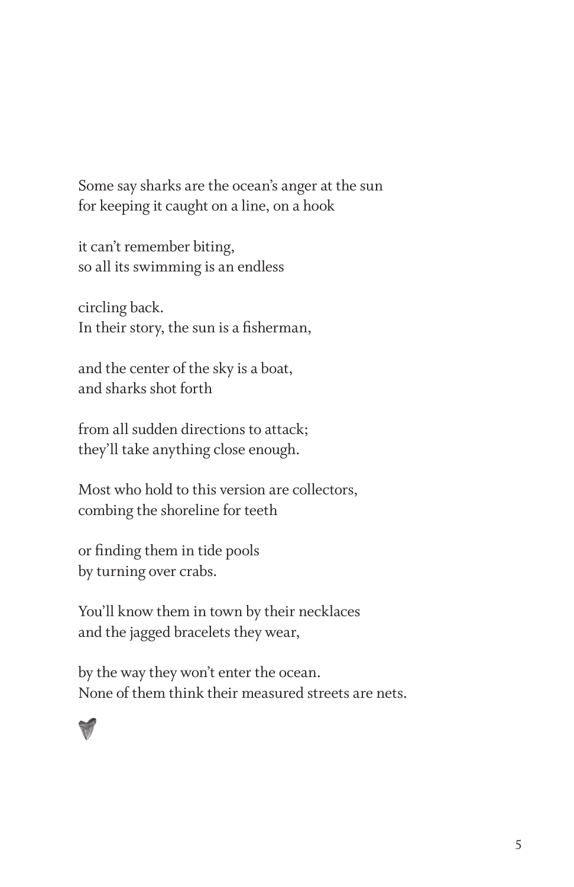Some say sharks are the ocean's anger at the sun
for keeping it caught on a line, on a hook

it can't remember biting,
so all its swimming is an endless

circling back.
In their story, the sun is a fisherman,

and the center of the sky is a boat,
and sharks shot forth

from all sudden directions to attack;
they'll take anything close enough.

Most who hold to this version are collectors,
combing the shoreline for teeth

or finding them in tide pools
by turning over crabs.

You'll know them in town by their necklaces
and the jagged bracelets they wear,

by the way they won't enter the ocean.
None of them think their measured streets are nets.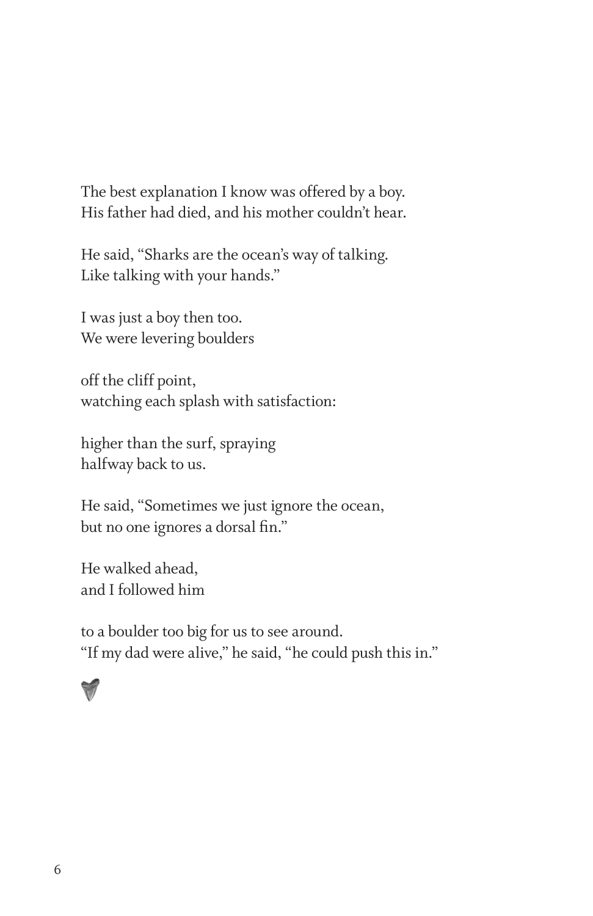The best explanation I know was offered by a boy.
His father had died, and his mother couldn't hear.

He said, "Sharks are the ocean's way of talking.
Like talking with your hands."

I was just a boy then too.
We were levering boulders

off the cliff point,
watching each splash with satisfaction:

higher than the surf, spraying
halfway back to us.

He said, "Sometimes we just ignore the ocean,
but no one ignores a dorsal fin."

He walked ahead,
and I followed him

to a boulder too big for us to see around.
"If my dad were alive," he said, "he could push this in."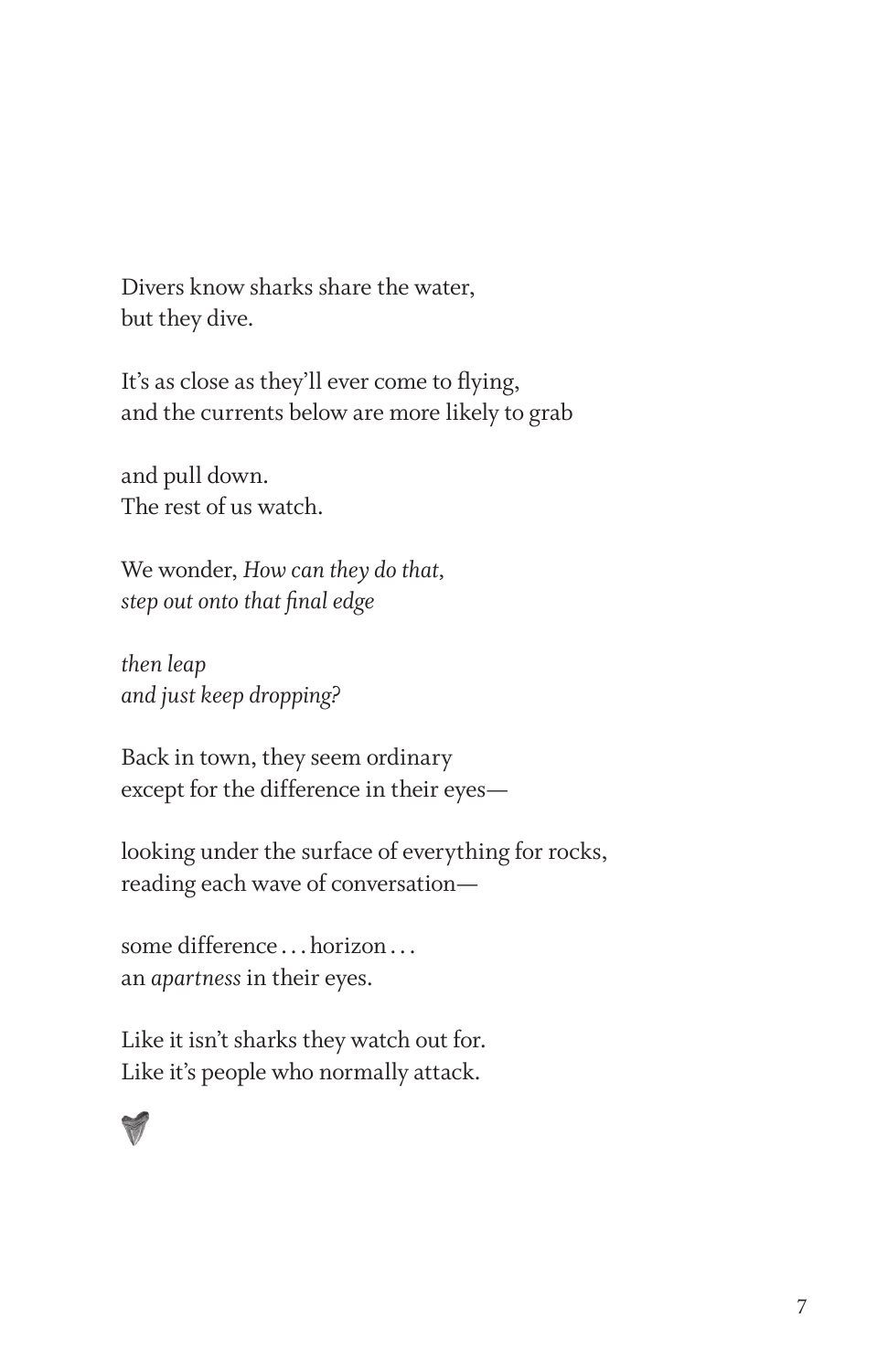Divers know sharks share the water,  
but they dive.

It's as close as they'll ever come to flying,  
and the currents below are more likely to grab

and pull down.  
The rest of us watch.

We wonder, *How can they do that,*  
*step out onto that final edge*

*then leap*  
*and just keep dropping?*

Back in town, they seem ordinary  
except for the difference in their eyes—

looking under the surface of everything for rocks,  
reading each wave of conversation—

some difference . . . horizon . . .  
an *apartness* in their eyes.

Like it isn't sharks they watch out for.  
Like it's people who normally attack.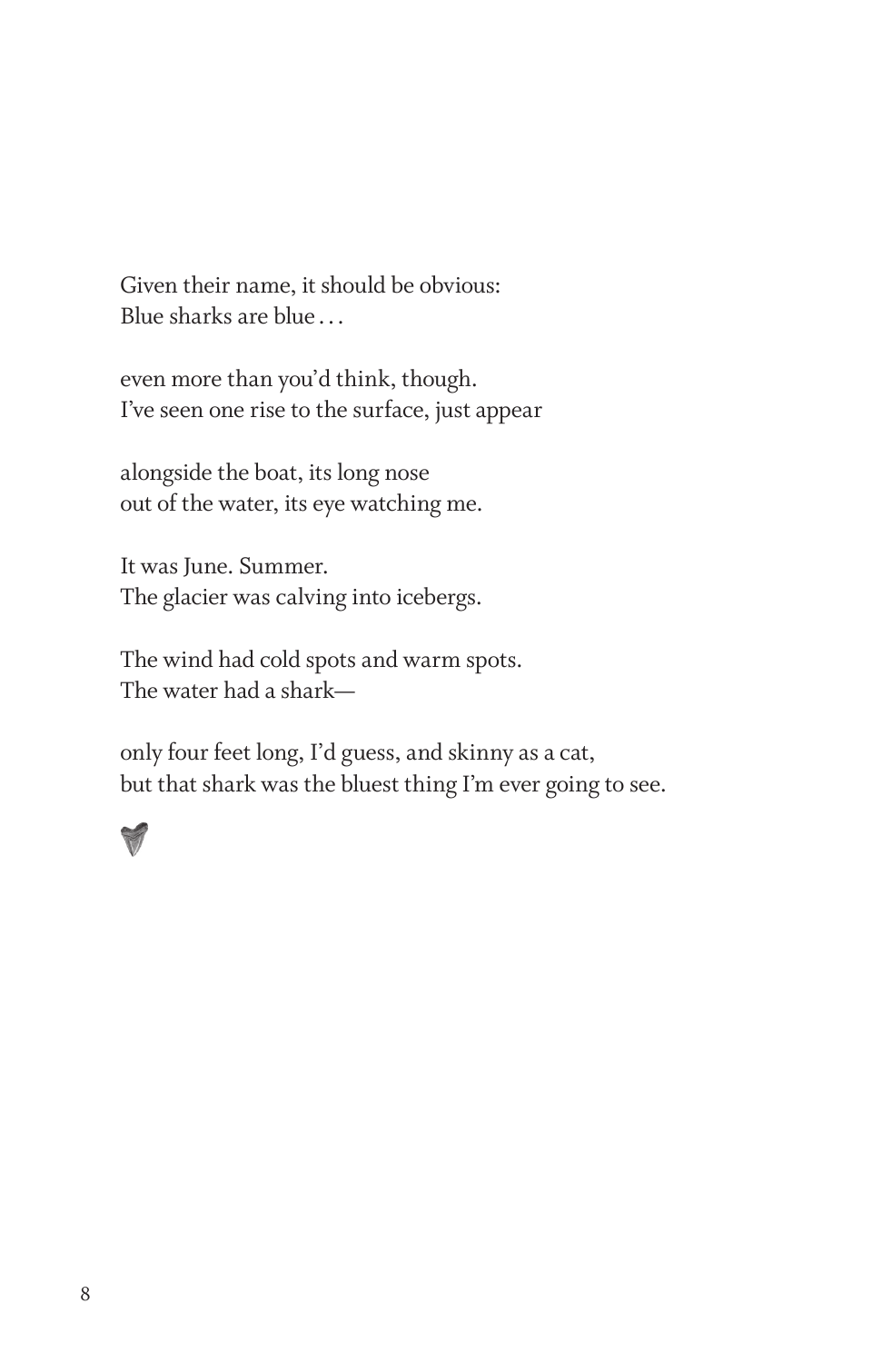Given their name, it should be obvious:  
Blue sharks are blue . . .

even more than you'd think, though.  
I've seen one rise to the surface, just appear

alongside the boat, its long nose  
out of the water, its eye watching me.

It was June. Summer.  
The glacier was calving into icebergs.

The wind had cold spots and warm spots.  
The water had a shark—

only four feet long, I'd guess, and skinny as a cat,  
but that shark was the bluest thing I'm ever going to see.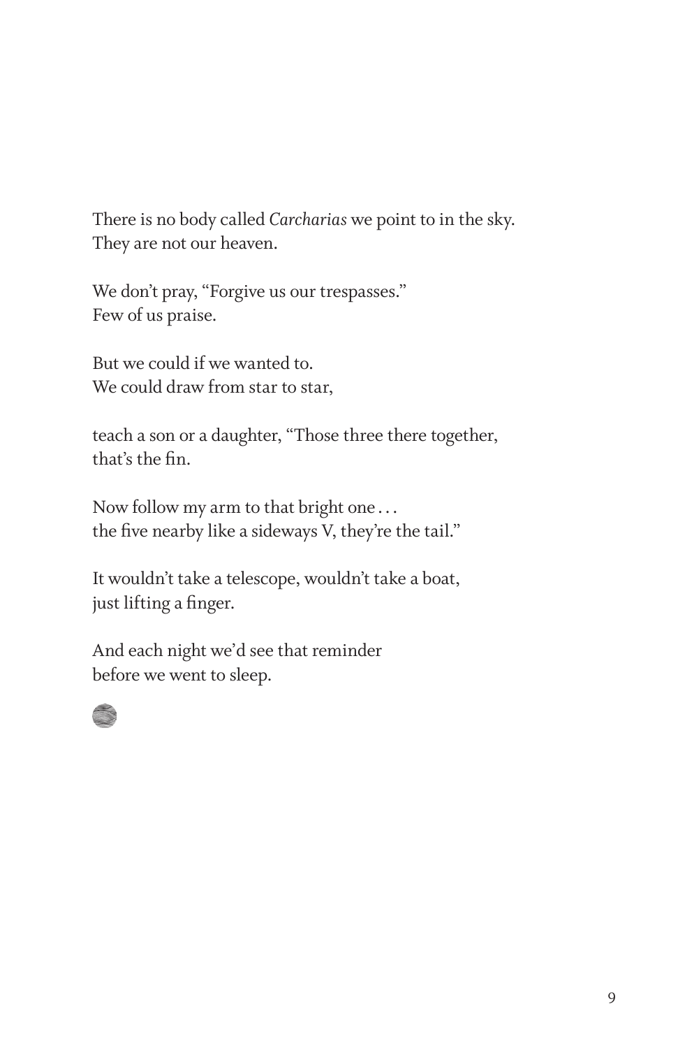There is no body called *Carcharias* we point to in the sky.  
They are not our heaven.

We don't pray, "Forgive us our trespasses."  
Few of us praise.

But we could if we wanted to.  
We could draw from star to star,

teach a son or a daughter, "Those three there together,  
that's the fin.

Now follow my arm to that bright one . . .  
the five nearby like a sideways V, they're the tail."

It wouldn't take a telescope, wouldn't take a boat,  
just lifting a finger.

And each night we'd see that reminder  
before we went to sleep.